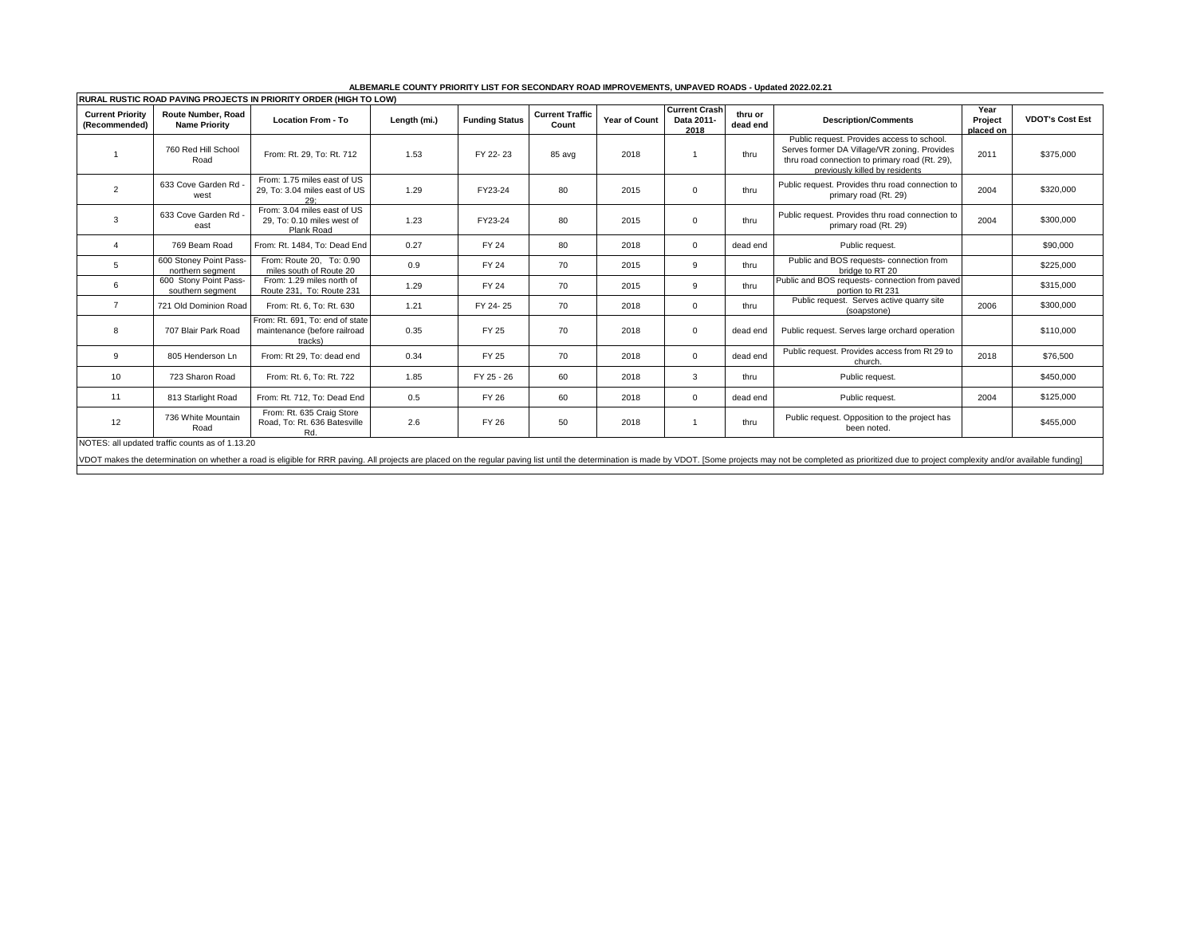# ALBEMARLE COUNTY PRIORITY LIST FOR SECONDARY ROAD IMPROVEMENTS, UNPAVED ROADS - Updated 2022.02.21

## RURAL RUSTIC ROAD PAVING PROJECTS IN PRIORITY ORDER (HIGH TO LOW)

| Current Priority (Recommended) | Route Number, Road Name Priority | Location From - To | Length (mi.) | Funding Status | Current Traffic Count | Year of Count | Current Crash Data 2011-2018 | thru or dead end | Description/Comments | Year Project placed on | VDOT's Cost Est |
|---|---|---|---|---|---|---|---|---|---|---|---|
| 1 | 760 Red Hill School Road | From: Rt. 29, To: Rt. 712 | 1.53 | FY 22- 23 | 85 avg | 2018 | 1 | thru | Public request. Provides access to school. Serves former DA Village/VR zoning. Provides thru road connection to primary road (Rt. 29), previously killed by residents | 2011 | $375,000 |
| 2 | 633 Cove Garden Rd - west | From: 1.75 miles east of US 29, To: 3.04 miles east of US 29; | 1.29 | FY23-24 | 80 | 2015 | 0 | thru | Public request. Provides thru road connection to primary road (Rt. 29) | 2004 | $320,000 |
| 3 | 633 Cove Garden Rd - east | From: 3.04 miles east of US 29, To: 0.10 miles west of Plank Road | 1.23 | FY23-24 | 80 | 2015 | 0 | thru | Public request. Provides thru road connection to primary road (Rt. 29) | 2004 | $300,000 |
| 4 | 769 Beam Road | From: Rt. 1484, To: Dead End | 0.27 | FY 24 | 80 | 2018 | 0 | dead end | Public request. | | $90,000 |
| 5 | 600 Stoney Point Pass- northern segment | From: Route 20, To: 0.90 miles south of Route 20 | 0.9 | FY 24 | 70 | 2015 | 9 | thru | Public and BOS requests- connection from bridge to RT 20 | | $225,000 |
| 6 | 600 Stony Point Pass- southern segment | From: 1.29 miles north of Route 231, To: Route 231 | 1.29 | FY 24 | 70 | 2015 | 9 | thru | Public and BOS requests- connection from paved portion to Rt 231 | | $315,000 |
| 7 | 721 Old Dominion Road | From: Rt. 6, To: Rt. 630 | 1.21 | FY 24- 25 | 70 | 2018 | 0 | thru | Public request. Serves active quarry site (soapstone) | 2006 | $300,000 |
| 8 | 707 Blair Park Road | From: Rt. 691, To: end of state maintenance (before railroad tracks) | 0.35 | FY 25 | 70 | 2018 | 0 | dead end | Public request. Serves large orchard operation | | $110,000 |
| 9 | 805 Henderson Ln | From: Rt 29, To: dead end | 0.34 | FY 25 | 70 | 2018 | 0 | dead end | Public request. Provides access from Rt 29 to church. | 2018 | $76,500 |
| 10 | 723 Sharon Road | From: Rt. 6, To: Rt. 722 | 1.85 | FY 25 - 26 | 60 | 2018 | 3 | thru | Public request. | | $450,000 |
| 11 | 813 Starlight Road | From: Rt. 712, To: Dead End | 0.5 | FY 26 | 60 | 2018 | 0 | dead end | Public request. | 2004 | $125,000 |
| 12 | 736 White Mountain Road | From: Rt. 635 Craig Store Road, To: Rt. 636 Batesville Rd. | 2.6 | FY 26 | 50 | 2018 | 1 | thru | Public request. Opposition to the project has been noted. | | $455,000 |

NOTES: all updated traffic counts as of 1.13.20

VDOT makes the determination on whether a road is eligible for RRR paving. All projects are placed on the regular paving list until the determination is made by VDOT. [Some projects may not be completed as prioritized due to project complexity and/or available funding]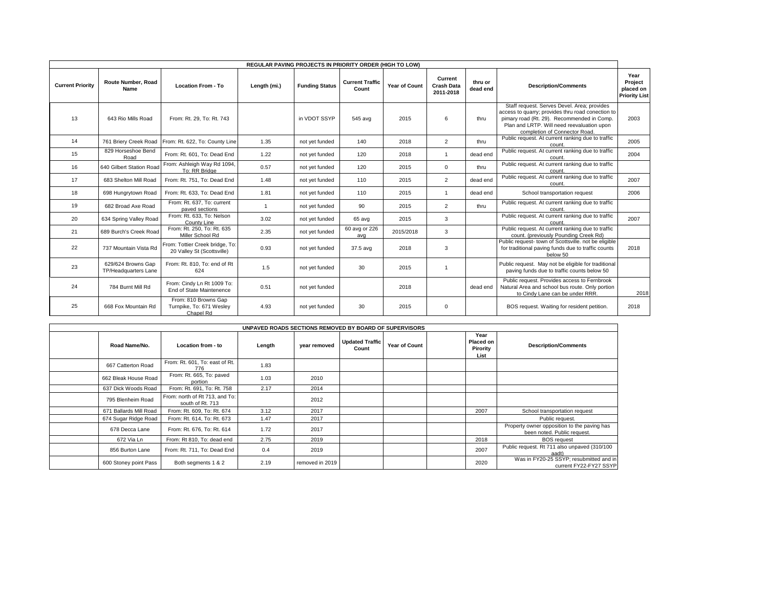| REGULAR PAVING PROJECTS IN PRIORITY ORDER (HIGH TO LOW) | | | | | | | | | | |
|---|---|---|---|---|---|---|---|---|---|---|
| **Current Priority** | **Route Number, Road Name** | **Location From - To** | **Length (mi.)** | **Funding Status** | **Current Traffic Count** | **Year of Count** | **Current Crash Data 2011-2018** | **thru or dead end** | **Description/Comments** | **Year Project placed on Priority List** |
| 13 | 643 Rio Mills Road | From: Rt. 29, To: Rt. 743 | | in VDOT SSYP | 545 avg | 2015 | 6 | thru | Staff request. Serves Devel. Area; provides access to quarry; provides thru road conection to pimary road (Rt. 29). Recommended in Comp. Plan and LRTP. Will need reevaluation upon completion of Connector Road. | 2003 |
| 14 | 761 Briery Creek Road | From: Rt. 622, To: County Line | 1.35 | not yet funded | 140 | 2018 | 2 | thru | Public request. At current ranking due to traffic count. | 2005 |
| 15 | 829 Horseshoe Bend Road | From: Rt. 601, To: Dead End | 1.22 | not yet funded | 120 | 2018 | 1 | dead end | Public request. At current ranking due to traffic count. | 2004 |
| 16 | 640 Gilbert Station Road | From: Ashleigh Way Rd 1094, To: RR Bridge | 0.57 | not yet funded | 120 | 2015 | 0 | thru | Public request. At current ranking due to traffic count. | |
| 17 | 683 Shelton Mill Road | From: Rt. 751, To: Dead End | 1.48 | not yet funded | 110 | 2015 | 2 | dead end | Public request. At current ranking due to traffic count. | 2007 |
| 18 | 698 Hungrytown Road | From: Rt. 633, To: Dead End | 1.81 | not yet funded | 110 | 2015 | 1 | dead end | School transportation request | 2006 |
| 19 | 682 Broad Axe Road | From: Rt. 637, To: current paved sections | 1 | not yet funded | 90 | 2015 | 2 | thru | Public request. At current ranking due to traffic count. | |
| 20 | 634 Spring Valley Road | From: Rt. 633, To: Nelson County Line | 3.02 | not yet funded | 65 avg | 2015 | 3 | | Public request. At current ranking due to traffic count. | 2007 |
| 21 | 689 Burch's Creek Road | From: Rt. 250, To: Rt. 635 Miller School Rd | 2.35 | not yet funded | 60 avg or 226 avg | 2015/2018 | 3 | | Public request. At current ranking due to traffic count. (previously Pounding Creek Rd) | |
| 22 | 737 Mountain Vista Rd | From: Tottier Creek bridge, To: 20 Valley St (Scottsville) | 0.93 | not yet funded | 37.5 avg | 2018 | 3 | | Public request- town of Scottsville. not be eligible for traditional paving funds due to traffic counts below 50 | 2018 |
| 23 | 629/624 Browns Gap TP/Headquarters Lane | From: Rt. 810, To: end of Rt 624 | 1.5 | not yet funded | 30 | 2015 | 1 | | Public request. May not be eligible for traditional paving funds due to traffic counts below 50 | |
| 24 | 784 Burnt Mill Rd | From: Cindy Ln Rt 1009 To: End of State Maintenence | 0.51 | not yet funded | | 2018 | | dead end | Public request. Provides access to Fernbrook Natural Area and school bus route. Only portion to Cindy Lane can be under RRR. | 2018 |
| 25 | 668 Fox Mountain Rd | From: 810 Browns Gap Turnpike, To: 671 Wesley Chapel Rd | 4.93 | not yet funded | 30 | 2015 | 0 | | BOS request. Waiting for resident petition. | 2018 |

| UNPAVED ROADS SECTIONS REMOVED BY BOARD OF SUPERVISORS | | | | | | | | |
|---|---|---|---|---|---|---|---|---|
| **Road Name/No.** | **Location from - to** | **Length** | **year removed** | **Updated Traffic Count** | **Year of Count** | | **Year Placed on Pirority List** | **Description/Comments** |
| 667 Catterton Road | From: Rt. 601, To: east of Rt. 776 | 1.83 | | | | | | |
| 662 Bleak House Road | From: Rt. 665, To: paved portion | 1.03 | 2010 | | | | | |
| 637 Dick Woods Road | From: Rt. 691, To: Rt. 758 | 2.17 | 2014 | | | | | |
| 795 Blenheim Road | From: north of Rt 713, and To: south of Rt. 713 | | 2012 | | | | | |
| 671 Ballards Mill Road | From: Rt. 609, To: Rt. 674 | 3.12 | 2017 | | | | 2007 | School transportation request |
| 674 Sugar Ridge Road | From: Rt. 614, To: Rt. 673 | 1.47 | 2017 | | | | | Public request. |
| 678 Decca Lane | From: Rt. 676, To: Rt. 614 | 1.72 | 2017 | | | | | Property owner opposition to the paving has been noted. Public request. |
| 672 Via Ln | From: Rt 810, To: dead end | 2.75 | 2019 | | | | 2018 | BOS request |
| 856 Burton Lane | From: Rt. 711, To: Dead End | 0.4 | 2019 | | | | 2007 | Public request. Rt 711 also unpaved (310/100 aadt) |
| 600 Stoney point Pass | Both segments 1 & 2 | 2.19 | removed in 2019 | | | | 2020 | Was in FY20-25 SSYP; resubmitted and in current FY22-FY27 SSYP |